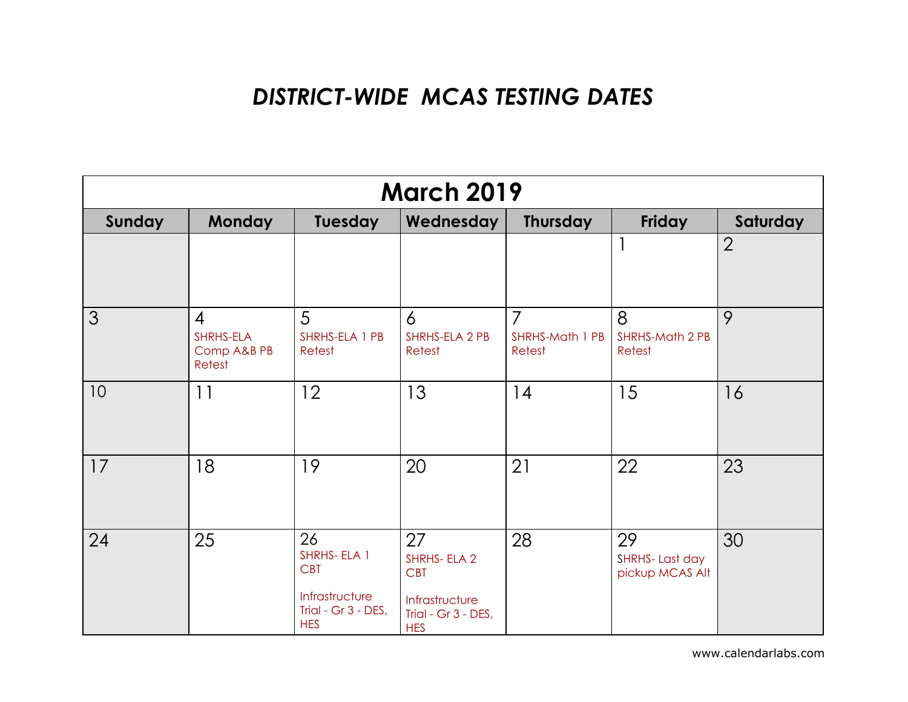# *DISTRICT-WIDE MCAS TESTING DATES*

| March 2019 | | | | | | |
|---|---|---|---|---|---|---|
| **Sunday** | **Monday** | **Tuesday** | **Wednesday** | **Thursday** | **Friday** | **Saturday** |
| | | | | | 1 | 2 |
| 3 | 4 SHRHS-ELA Comp A&B PB Retest | 5 SHRHS-ELA 1 PB Retest | 6 SHRHS-ELA 2 PB Retest | 7 SHRHS-Math 1 PB Retest | 8 SHRHS-Math 2 PB Retest | 9 |
| 10 | 11 | 12 | 13 | 14 | 15 | 16 |
| 17 | 18 | 19 | 20 | 21 | 22 | 23 |
| 24 | 25 | 26 SHRHS- ELA 1 CBT Infrastructure Trial - Gr 3 - DES, HES | 27 SHRHS- ELA 2 CBT Infrastructure Trial - Gr 3 - DES, HES | 28 | 29 SHRHS- Last day pickup MCAS Alt | 30 |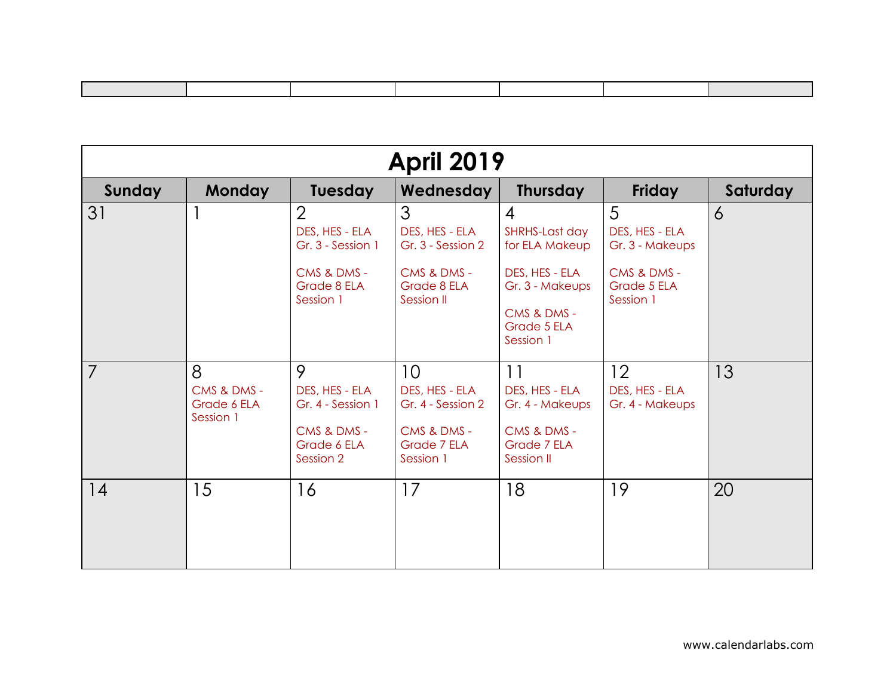|  |  |  |  |  |  |  |
|---|---|---|---|---|---|---|
|  |  |  |  |  |  |  |

| April 2019 | | | | | | |
|---|---|---|---|---|---|---|
| **Sunday** | **Monday** | **Tuesday** | **Wednesday** | **Thursday** | **Friday** | **Saturday** |
| 31 | 1 | 2<br>DES, HES - ELA Gr. 3 - Session 1<br><br>CMS & DMS - Grade 8 ELA Session 1 | 3<br>DES, HES - ELA Gr. 3 - Session 2<br><br>CMS & DMS - Grade 8 ELA Session II | 4<br>SHRHS-Last day for ELA Makeup<br><br>DES, HES - ELA Gr. 3 - Makeups<br><br>CMS & DMS - Grade 5 ELA Session 1 | 5<br>DES, HES - ELA Gr. 3 - Makeups<br><br>CMS & DMS - Grade 5 ELA Session 1 | 6 |
| 7 | 8<br>CMS & DMS - Grade 6 ELA Session 1 | 9<br>DES, HES - ELA Gr. 4 - Session 1<br><br>CMS & DMS - Grade 6 ELA Session 2 | 10<br>DES, HES - ELA Gr. 4 - Session 2<br><br>CMS & DMS - Grade 7 ELA Session 1 | 11<br>DES, HES - ELA Gr. 4 - Makeups<br><br>CMS & DMS - Grade 7 ELA Session II | 12<br>DES, HES - ELA Gr. 4 - Makeups | 13 |
| 14 | 15 | 16 | 17 | 18 | 19 | 20 |

www.calendarlabs.com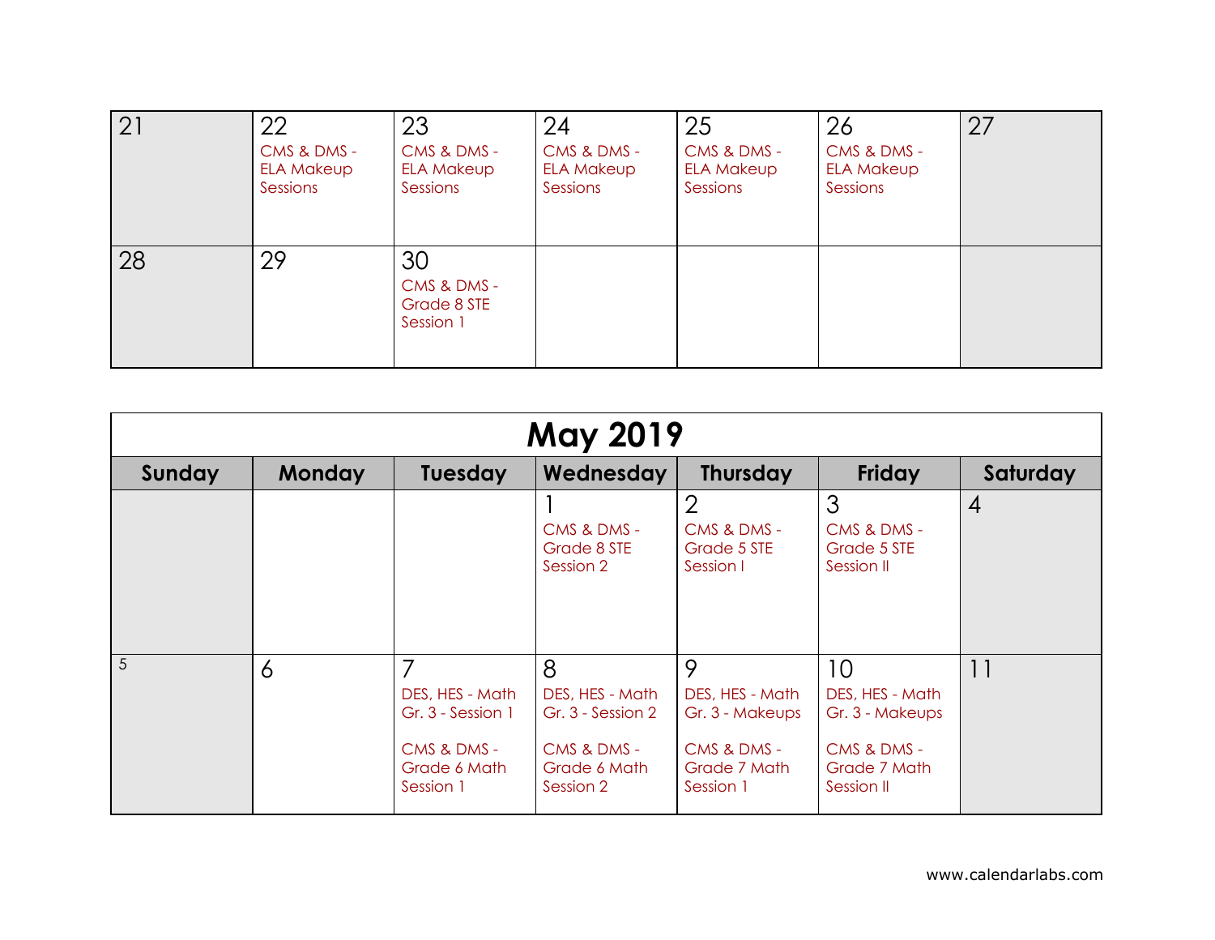| | | | | | | |
|---|---|---|---|---|---|---|
| 21 | 22<br>CMS & DMS - ELA Makeup Sessions | 23<br>CMS & DMS - ELA Makeup Sessions | 24<br>CMS & DMS - ELA Makeup Sessions | 25<br>CMS & DMS - ELA Makeup Sessions | 26<br>CMS & DMS - ELA Makeup Sessions | 27 |
| 28 | 29 | 30<br>CMS & DMS - Grade 8 STE Session 1 | | | | |

## May 2019

| Sunday | Monday | Tuesday | Wednesday | Thursday | Friday | Saturday |
|---|---|---|---|---|---|---|
| | | | 1<br>CMS & DMS - Grade 8 STE Session 2 | 2<br>CMS & DMS - Grade 5 STE Session I | 3<br>CMS & DMS - Grade 5 STE Session II | 4 |
| 5 | 6 | 7<br>DES, HES - Math Gr. 3 - Session 1<br><br>CMS & DMS - Grade 6 Math Session 1 | 8<br>DES, HES - Math Gr. 3 - Session 2<br><br>CMS & DMS - Grade 6 Math Session 2 | 9<br>DES, HES - Math Gr. 3 - Makeups<br><br>CMS & DMS - Grade 7 Math Session 1 | 10<br>DES, HES - Math Gr. 3 - Makeups<br><br>CMS & DMS - Grade 7 Math Session II | 11 |

www.calendarlabs.com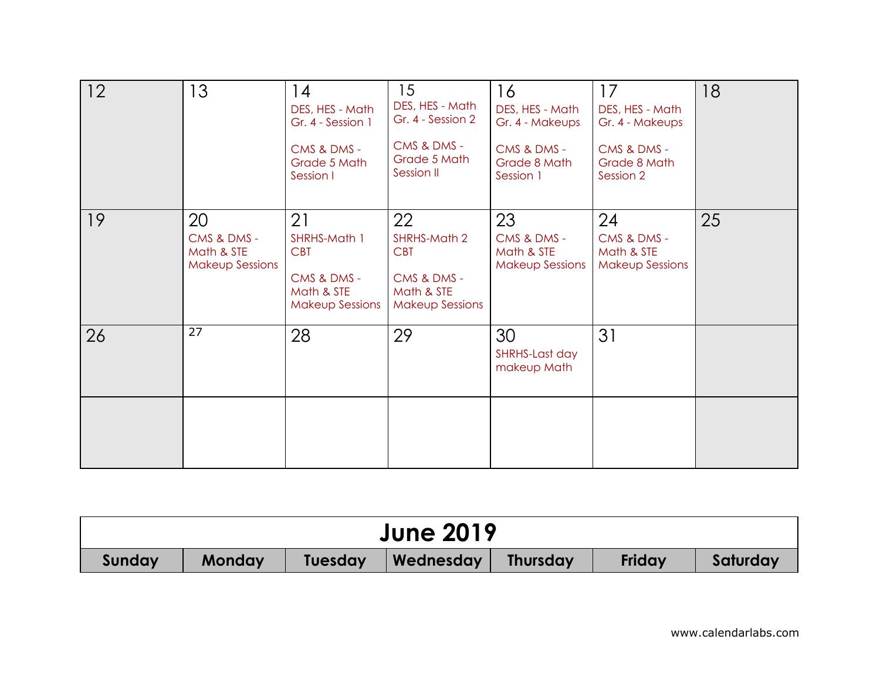## June 2019

| Sunday | Monday | Tuesday | Wednesday | Thursday | Friday | Saturday |
|---|---|---|---|---|---|---|
| 12 | 13 | 14<br>DES, HES - Math Gr. 4 - Session 1<br><br>CMS & DMS - Grade 5 Math Session I | 15<br>DES, HES - Math Gr. 4 - Session 2<br><br>CMS & DMS - Grade 5 Math Session II | 16<br>DES, HES - Math Gr. 4 - Makeups<br><br>CMS & DMS - Grade 8 Math Session 1 | 17<br>DES, HES - Math Gr. 4 - Makeups<br><br>CMS & DMS - Grade 8 Math Session 2 | 18 |
| 19 | 20<br>CMS & DMS - Math & STE Makeup Sessions | 21<br>SHRHS-Math 1 CBT<br><br>CMS & DMS - Math & STE Makeup Sessions | 22<br>SHRHS-Math 2 CBT<br><br>CMS & DMS - Math & STE Makeup Sessions | 23<br>CMS & DMS - Math & STE Makeup Sessions | 24<br>CMS & DMS - Math & STE Makeup Sessions | 25 |
| 26 | 27 | 28 | 29 | 30<br>SHRHS-Last day makeup Math | 31 | |
| | | | | | | |

www.calendarlabs.com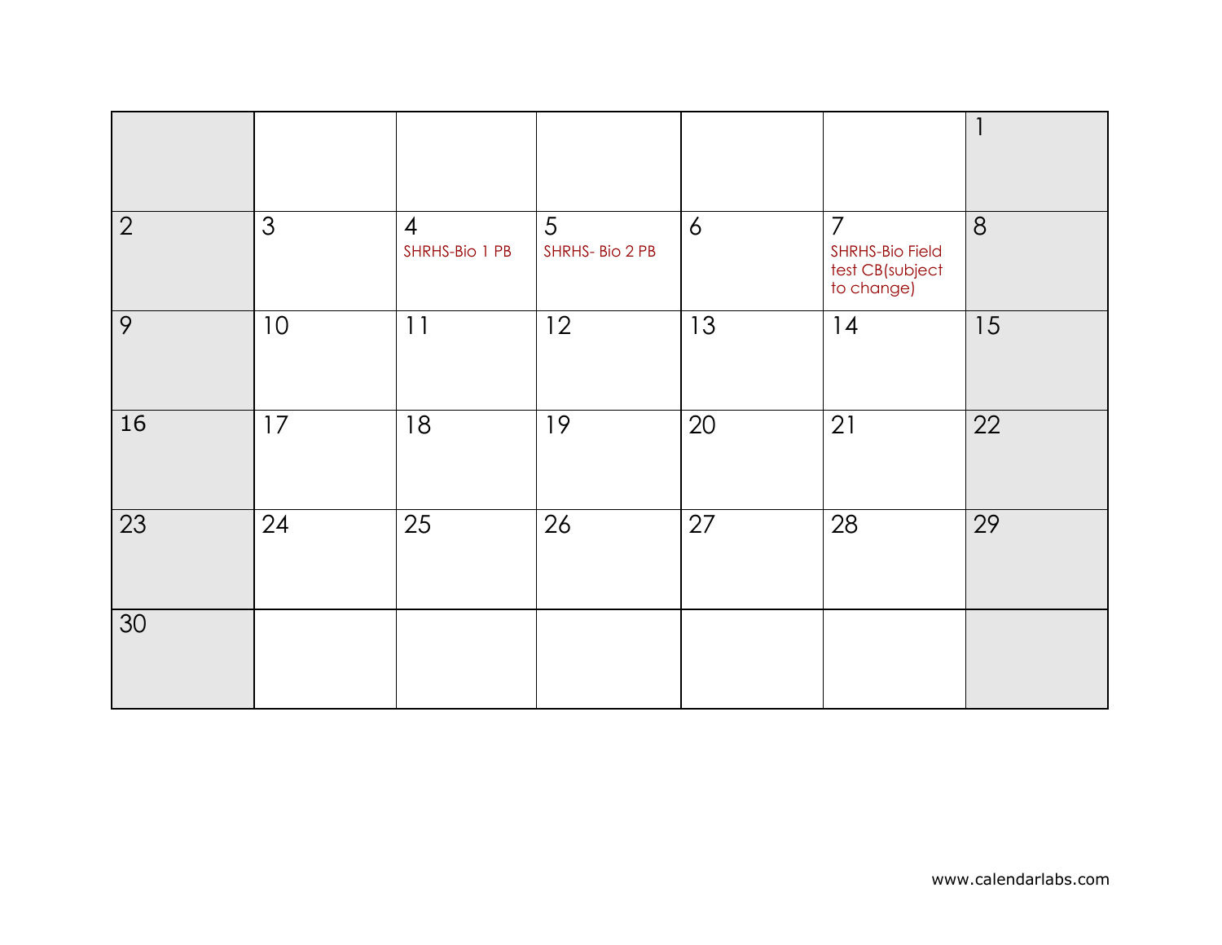| | | | | | | |
|---|---|---|---|---|---|---|
| | | | | | | 1 |
| 2 | 3 | 4<br>SHRHS-Bio 1 PB | 5<br>SHRHS- Bio 2 PB | 6 | 7<br>SHRHS-Bio Field test CB(subject to change) | 8 |
| 9 | 10 | 11 | 12 | 13 | 14 | 15 |
| 16 | 17 | 18 | 19 | 20 | 21 | 22 |
| 23 | 24 | 25 | 26 | 27 | 28 | 29 |
| 30 | | | | | | |

www.calendarlabs.com